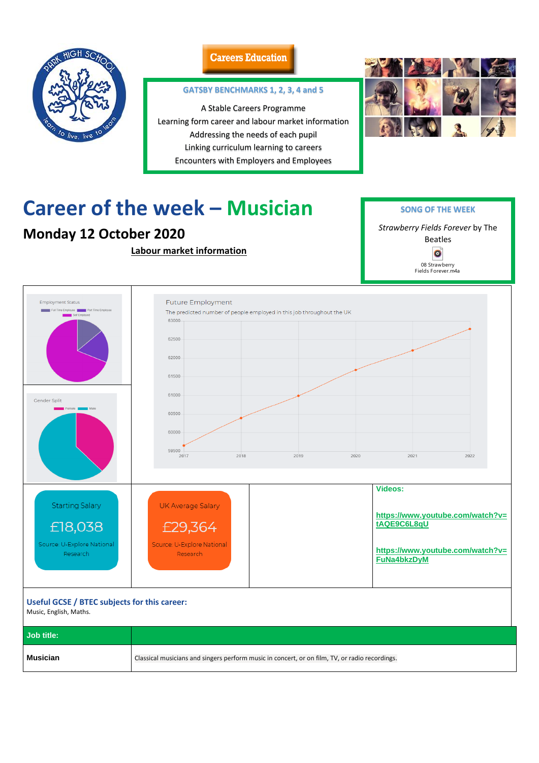Careers Education

**GATSBY BENCHMARKS 1, 2, 3, 4 and 5**

A Stable Careers Programme
Learning form career and labour market information
Addressing the needs of each pupil
Linking curriculum learning to careers
Encounters with Employers and Employees

# Career of the week – Musician

## Monday 12 October 2020

**SONG OF THE WEEK**

*Strawberry Fields Forever* by The Beatles

08 Strawberry Fields Forever.m4a

**Labour market information**

Employment Status: Full Time Employee, Part Time Employee, Self Employed

Gender Split: Female, Male

Future Employment

The predicted number of people employed in this job throughout the UK

Starting Salary

£18,038

Source: U-Explore National Research

UK Average Salary

£29,364

Source: U-Explore National Research

**Videos:**

https://www.youtube.com/watch?v=tAQE9C6L8qU

https://www.youtube.com/watch?v=FuNa4bkzDyM

**Useful GCSE / BTEC subjects for this career:**
Music, English, Maths.

| Job title: | |
|---|---|
| **Musician** | Classical musicians and singers perform music in concert, or on film, TV, or radio recordings. |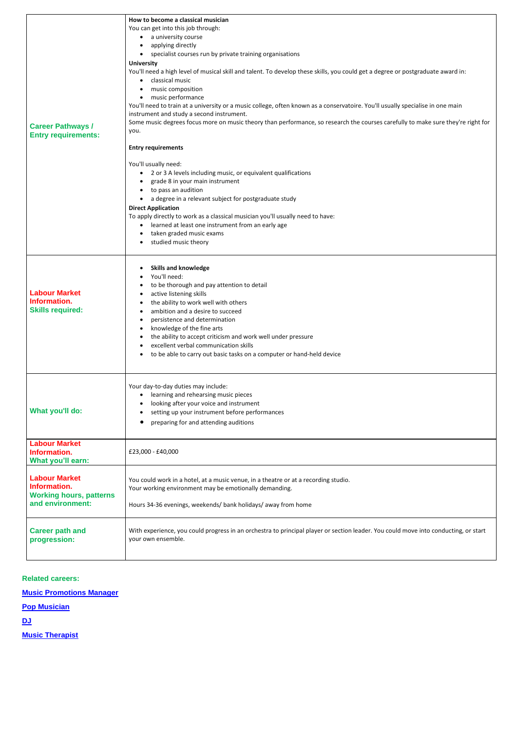| | |
|---|---|
| **Career Pathways / Entry requirements:** | **How to become a classical musician**<br>You can get into this job through:<br>• a university course<br>• applying directly<br>• specialist courses run by private training organisations<br>**University**<br>You'll need a high level of musical skill and talent. To develop these skills, you could get a degree or postgraduate award in:<br>• classical music<br>• music composition<br>• music performance<br>You'll need to train at a university or a music college, often known as a conservatoire. You'll usually specialise in one main instrument and study a second instrument.<br>Some music degrees focus more on music theory than performance, so research the courses carefully to make sure they're right for you.<br><br>**Entry requirements**<br><br>You'll usually need:<br>• 2 or 3 A levels including music, or equivalent qualifications<br>• grade 8 in your main instrument<br>• to pass an audition<br>• a degree in a relevant subject for postgraduate study<br>**Direct Application**<br>To apply directly to work as a classical musician you'll usually need to have:<br>• learned at least one instrument from an early age<br>• taken graded music exams<br>• studied music theory |
| **Labour Market Information. Skills required:** | • **Skills and knowledge**<br>• You'll need:<br>• to be thorough and pay attention to detail<br>• active listening skills<br>• the ability to work well with others<br>• ambition and a desire to succeed<br>• persistence and determination<br>• knowledge of the fine arts<br>• the ability to accept criticism and work well under pressure<br>• excellent verbal communication skills<br>• to be able to carry out basic tasks on a computer or hand-held device |
| **What you'll do:** | Your day-to-day duties may include:<br>• learning and rehearsing music pieces<br>• looking after your voice and instrument<br>• setting up your instrument before performances<br>• preparing for and attending auditions |
| **Labour Market Information. What you'll earn:** | £23,000 - £40,000 |
| **Labour Market Information. Working hours, patterns and environment:** | You could work in a hotel, at a music venue, in a theatre or at a recording studio.<br>Your working environment may be emotionally demanding.<br><br>Hours 34-36 evenings, weekends/ bank holidays/ away from home |
| **Career path and progression:** | With experience, you could progress in an orchestra to principal player or section leader. You could move into conducting, or start your own ensemble. |

**Related careers:**

Music Promotions Manager

Pop Musician

DJ

Music Therapist